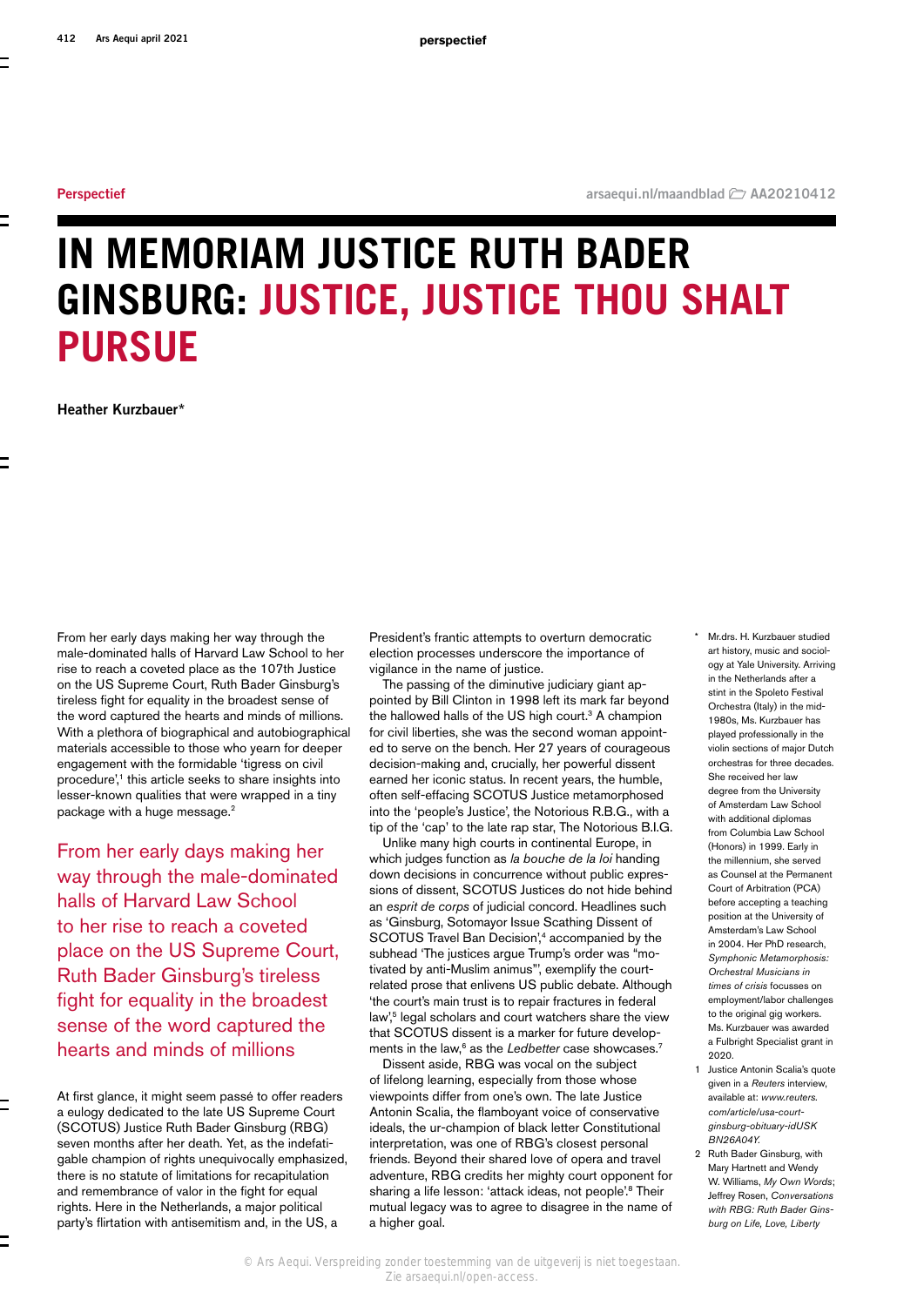Perspectief

arsaequi.nl/maandblad AA20210412

# IN MEMORIAM JUSTICE RUTH BADER GINSBURG: JUSTICE, JUSTICE THOU SHALT PURSUE

**Heather Kurzbauer***

From her early days making her way through the male-dominated halls of Harvard Law School to her rise to reach a coveted place as the 107th Justice on the US Supreme Court, Ruth Bader Ginsburg's tireless fight for equality in the broadest sense of the word captured the hearts and minds of millions. With a plethora of biographical and autobiographical materials accessible to those who yearn for deeper engagement with the formidable 'tigress on civil procedure',[1] this article seeks to share insights into lesser-known qualities that were wrapped in a tiny package with a huge message.[2]

> From her early days making her way through the male-dominated halls of Harvard Law School to her rise to reach a coveted place on the US Supreme Court, Ruth Bader Ginsburg's tireless fight for equality in the broadest sense of the word captured the hearts and minds of millions

At first glance, it might seem passé to offer readers a eulogy dedicated to the late US Supreme Court (SCOTUS) Justice Ruth Bader Ginsburg (RBG) seven months after her death. Yet, as the indefatigable champion of rights unequivocally emphasized, there is no statute of limitations for recapitulation and remembrance of valor in the fight for equal rights. Here in the Netherlands, a major political party's flirtation with antisemitism and, in the US, a President's frantic attempts to overturn democratic election processes underscore the importance of vigilance in the name of justice.

The passing of the diminutive judiciary giant appointed by Bill Clinton in 1998 left its mark far beyond the hallowed halls of the US high court.[3] A champion for civil liberties, she was the second woman appointed to serve on the bench. Her 27 years of courageous decision-making and, crucially, her powerful dissent earned her iconic status. In recent years, the humble, often self-effacing SCOTUS Justice metamorphosed into the 'people's Justice', the Notorious R.B.G., with a tip of the 'cap' to the late rap star, The Notorious B.I.G.

Unlike many high courts in continental Europe, in which judges function as *la bouche de la loi* handing down decisions in concurrence without public expressions of dissent, SCOTUS Justices do not hide behind an *esprit de corps* of judicial concord. Headlines such as 'Ginsburg, Sotomayor Issue Scathing Dissent of SCOTUS Travel Ban Decision',[4] accompanied by the subhead 'The justices argue Trump's order was "motivated by anti-Muslim animus"', exemplify the court-related prose that enlivens US public debate. Although 'the court's main trust is to repair fractures in federal law',[5] legal scholars and court watchers share the view that SCOTUS dissent is a marker for future developments in the law,[6] as the *Ledbetter* case showcases.[7]

Dissent aside, RBG was vocal on the subject of lifelong learning, especially from those whose viewpoints differ from one's own. The late Justice Antonin Scalia, the flamboyant voice of conservative ideals, the ur-champion of black letter Constitutional interpretation, was one of RBG's closest personal friends. Beyond their shared love of opera and travel adventure, RBG credits her mighty court opponent for sharing a life lesson: 'attack ideas, not people'.[8] Their mutual legacy was to agree to disagree in the name of a higher goal.

\* Mr.drs. H. Kurzbauer studied art history, music and sociology at Yale University. Arriving in the Netherlands after a stint in the Spoleto Festival Orchestra (Italy) in the mid-1980s, Ms. Kurzbauer has played professionally in the violin sections of major Dutch orchestras for three decades. She received her law degree from the University of Amsterdam Law School with additional diplomas from Columbia Law School (Honors) in 1999. Early in the millennium, she served as Counsel at the Permanent Court of Arbitration (PCA) before accepting a teaching position at the University of Amsterdam's Law School in 2004. Her PhD research, *Symphonic Metamorphosis: Orchestral Musicians in times of crisis* focusses on employment/labor challenges to the original gig workers. Ms. Kurzbauer was awarded a Fulbright Specialist grant in 2020.

1. Justice Antonin Scalia's quote given in a *Reuters* interview, available at: *www.reuters.com/article/usa-court-ginsburg-obituary-idUSKBN26A04Y.*
2. Ruth Bader Ginsburg, with Mary Hartnett and Wendy W. Williams, *My Own Words*; Jeffrey Rosen, *Conversations with RBG: Ruth Bader Ginsburg on Life, Love, Liberty*

© Ars Aequi. Verspreiding zonder toestemming van de uitgeverij is niet toegestaan. Zie arsaequi.nl/open-access.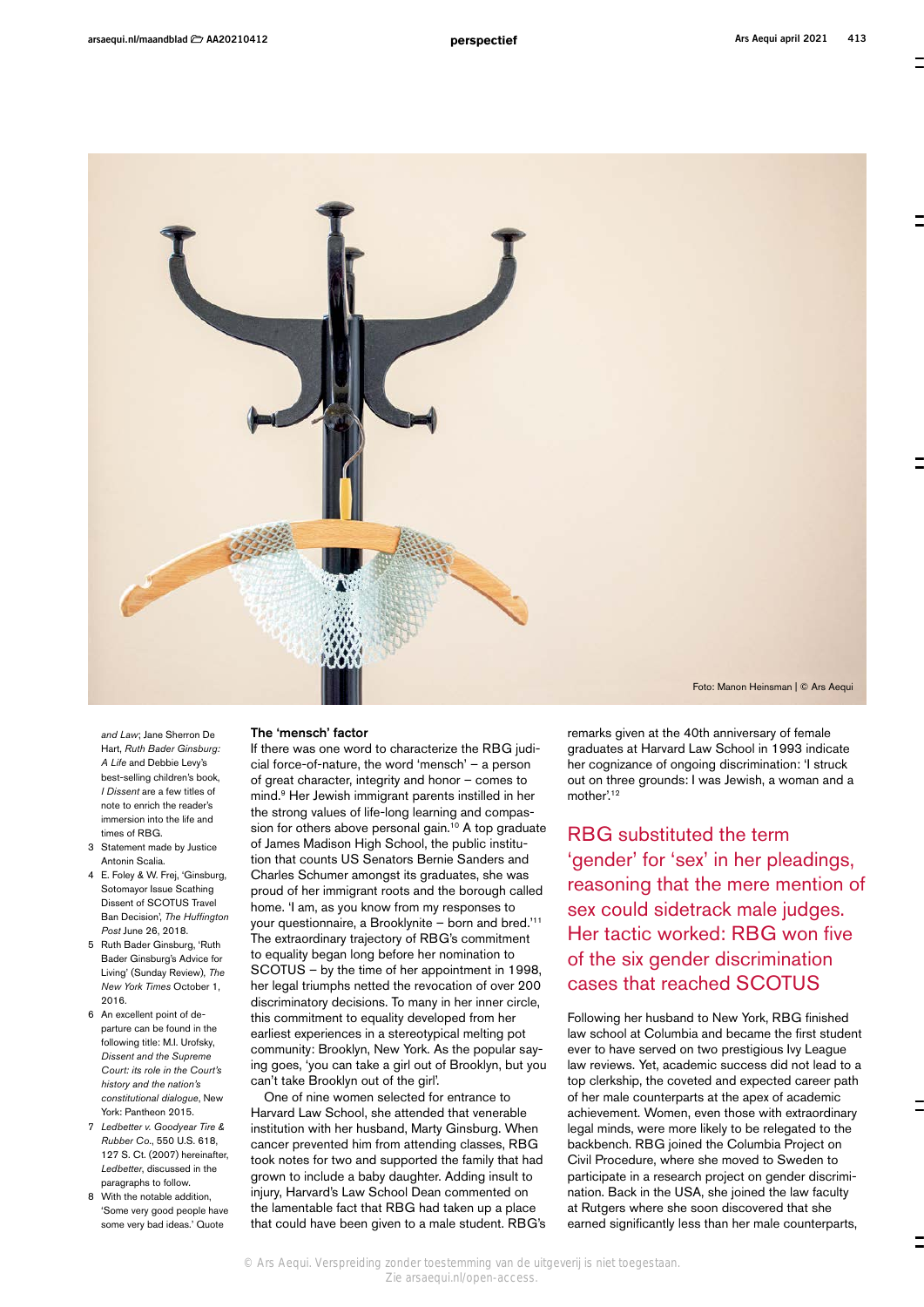Foto: Manon Heinsman | © Ars Aequi

and Law; Jane Sherron De Hart, *Ruth Bader Ginsburg: A Life* and Debbie Levy's best-selling children's book, *I Dissent* are a few titles of note to enrich the reader's immersion into the life and times of RBG.

3 Statement made by Justice Antonin Scalia.

4 E. Foley & W. Frej, 'Ginsburg, Sotomayor Issue Scathing Dissent of SCOTUS Travel Ban Decision', *The Huffington Post* June 26, 2018.

5 Ruth Bader Ginsburg, 'Ruth Bader Ginsburg's Advice for Living' (Sunday Review), *The New York Times* October 1, 2016.

6 An excellent point of departure can be found in the following title: M.I. Urofsky, *Dissent and the Supreme Court: its role in the Court's history and the nation's constitutional dialogue*, New York: Pantheon 2015.

7 *Ledbetter v. Goodyear Tire & Rubber Co.*, 550 U.S. 618, 127 S. Ct. (2007) hereinafter, *Ledbetter*, discussed in the paragraphs to follow.

8 With the notable addition, 'Some very good people have some very bad ideas.' Quote

**The 'mensch' factor**

If there was one word to characterize the RBG judicial force-of-nature, the word 'mensch' – a person of great character, integrity and honor – comes to mind.[9] Her Jewish immigrant parents instilled in her the strong values of life-long learning and compassion for others above personal gain.[10] A top graduate of James Madison High School, the public institution that counts US Senators Bernie Sanders and Charles Schumer amongst its graduates, she was proud of her immigrant roots and the borough called home. 'I am, as you know from my responses to your questionnaire, a Brooklynite – born and bred.'[11] The extraordinary trajectory of RBG's commitment to equality began long before her nomination to SCOTUS – by the time of her appointment in 1998, her legal triumphs netted the revocation of over 200 discriminatory decisions. To many in her inner circle, this commitment to equality developed from her earliest experiences in a stereotypical melting pot community: Brooklyn, New York. As the popular saying goes, 'you can take a girl out of Brooklyn, but you can't take Brooklyn out of the girl'.

One of nine women selected for entrance to Harvard Law School, she attended that venerable institution with her husband, Marty Ginsburg. When cancer prevented him from attending classes, RBG took notes for two and supported the family that had grown to include a baby daughter. Adding insult to injury, Harvard's Law School Dean commented on the lamentable fact that RBG had taken up a place that could have been given to a male student. RBG's remarks given at the 40th anniversary of female graduates at Harvard Law School in 1993 indicate her cognizance of ongoing discrimination: 'I struck out on three grounds: I was Jewish, a woman and a mother'.[12]

> RBG substituted the term 'gender' for 'sex' in her pleadings, reasoning that the mere mention of sex could sidetrack male judges. Her tactic worked: RBG won five of the six gender discrimination cases that reached SCOTUS

Following her husband to New York, RBG finished law school at Columbia and became the first student ever to have served on two prestigious Ivy League law reviews. Yet, academic success did not lead to a top clerkship, the coveted and expected career path of her male counterparts at the apex of academic achievement. Women, even those with extraordinary legal minds, were more likely to be relegated to the backbench. RBG joined the Columbia Project on Civil Procedure, where she moved to Sweden to participate in a research project on gender discrimination. Back in the USA, she joined the law faculty at Rutgers where she soon discovered that she earned significantly less than her male counterparts,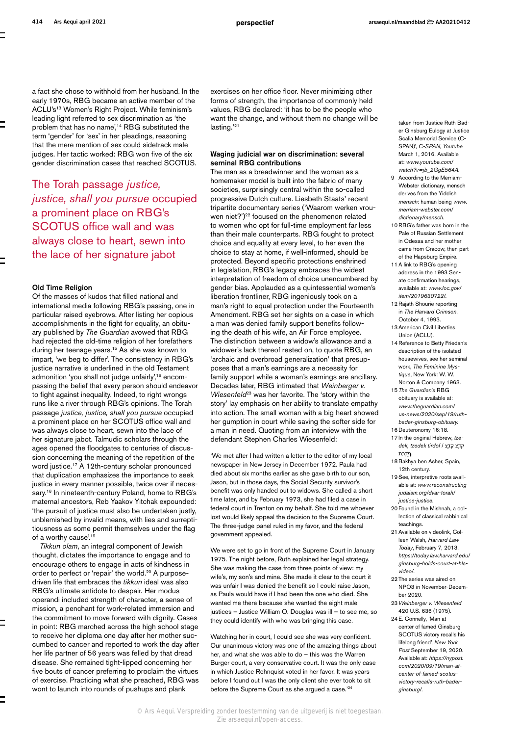a fact she chose to withhold from her husband. In the early 1970s, RBG became an active member of the ACLU's[13] Women's Right Project. While feminism's leading light referred to sex discrimination as 'the problem that has no name',[14] RBG substituted the term 'gender' for 'sex' in her pleadings, reasoning that the mere mention of sex could sidetrack male judges. Her tactic worked: RBG won five of the six gender discrimination cases that reached SCOTUS.

> The Torah passage *justice, justice, shall you pursue* occupied a prominent place on RBG's SCOTUS office wall and was always close to heart, sewn into the lace of her signature jabot

### Old Time Religion

Of the masses of kudos that filled national and international media following RBG's passing, one in particular raised eyebrows. After listing her copious accomplishments in the fight for equality, an obituary published by *The Guardian* avowed that RBG had rejected the old-time religion of her forefathers during her teenage years.[15] As she was known to impart, 'we beg to differ'. The consistency in RBG's justice narrative is underlined in the old Testament admonition 'you shall not judge unfairly',[16] encompassing the belief that every person should endeavor to fight against inequality. Indeed, to right wrongs runs like a river through RBG's opinions. The Torah passage *justice, justice, shall you pursue* occupied a prominent place on her SCOTUS office wall and was always close to heart, sewn into the lace of her signature jabot. Talmudic scholars through the ages opened the floodgates to centuries of discussion concerning the meaning of the repetition of the word justice.[17] A 12th-century scholar pronounced that duplication emphasizes the importance to seek justice in every manner possible, twice over if necessary.[18] In nineteenth-century Poland, home to RBG's maternal ancestors, Reb Yaakov Yitchak expounded: 'the pursuit of justice must also be undertaken justly, unblemished by invalid means, with lies and surreptitiousness as some permit themselves under the flag of a worthy cause'.[19]

*Tikkun olam*, an integral component of Jewish thought, dictates the importance to engage and to encourage others to engage in acts of kindness in order to perfect or 'repair' the world.[20] A purpose-driven life that embraces the *tikkun* ideal was also RBG's ultimate antidote to despair. Her modus operandi included strength of character, a sense of mission, a penchant for work-related immersion and the commitment to move forward with dignity. Cases in point: RBG marched across the high school stage to receive her diploma one day after her mother succumbed to cancer and reported to work the day after her life partner of 56 years was felled by that dread disease. She remained tight-lipped concerning her five bouts of cancer preferring to proclaim the virtues of exercise. Practicing what she preached, RBG was wont to launch into rounds of pushups and plank exercises on her office floor. Never minimizing other forms of strength, the importance of commonly held values, RBG declared: 'it has to be the people who want the change, and without them no change will be lasting.'[21]

### Waging judicial war on discrimination: several seminal RBG contributions

The man as a breadwinner and the woman as a homemaker model is built into the fabric of many societies, surprisingly central within the so-called progressive Dutch culture. Liesbeth Staats' recent tripartite documentary series ('Waarom werken vrouwen niet?')[22] focused on the phenomenon related to women who opt for full-time employment far less than their male counterparts. RBG fought to protect choice and equality at every level, to her even the choice to stay at home, if well-informed, should be protected. Beyond specific protections enshrined in legislation, RBG's legacy embraces the widest interpretation of freedom of choice unencumbered by gender bias. Applauded as a quintessential women's liberation frontliner, RBG ingeniously took on a man's right to equal protection under the Fourteenth Amendment. RBG set her sights on a case in which a man was denied family support benefits following the death of his wife, an Air Force employee. The distinction between a widow's allowance and a widower's lack thereof rested on, to quote RBG, an 'archaic and overbroad generalization' that presupposes that a man's earnings are a necessity for family support while a woman's earnings are ancillary. Decades later, RBG intimated that *Weinberger v. Wiesenfeld*[23] was her favorite. The 'story within the story' lay emphasis on her ability to translate empathy into action. The small woman with a big heart showed her gumption in court while saving the softer side for a man in need. Quoting from an interview with the defendant Stephen Charles Wiesenfeld:

'We met after I had written a letter to the editor of my local newspaper in New Jersey in December 1972. Paula had died about six months earlier as she gave birth to our son, Jason, but in those days, the Social Security survivor's benefit was only handed out to widows. She called a short time later, and by February 1973, she had filed a case in federal court in Trenton on my behalf. She told me whoever lost would likely appeal the decision to the Supreme Court. The three-judge panel ruled in my favor, and the federal government appealed.

We were set to go in front of the Supreme Court in January 1975. The night before, Ruth explained her legal strategy. She was making the case from three points of view: my wife's, my son's and mine. She made it clear to the court it was unfair I was denied the benefit so I could raise Jason, as Paula would have if I had been the one who died. She wanted me there because she wanted the eight male justices – Justice William O. Douglas was ill – to see me, so they could identify with who was bringing this case.

Watching her in court, I could see she was very confident. Our unanimous victory was one of the amazing things about her, and what she was able to do – this was the Warren Burger court, a very conservative court. It was the only case in which Justice Rehnquist voted in her favor. It was years before I found out I was the only client she ever took to sit before the Supreme Court as she argued a case.'[24]

---

taken from 'Justice Ruth Bader Ginsburg Eulogy at Justice Scalia Memorial Service (C-SPAN)', *C-SPAN, Youtube* March 1, 2016. Available at: *www.youtube.com/watch?v=jb_2GgE564A*.

9 According to the Merriam-Webster dictionary, mensch derives from the Yiddish *mensch*: human being *www.merriam-webster.com/dictionary/mensch*.

10 RBG's father was born in the Pale of Russian Settlement in Odessa and her mother came from Cracow, then part of the Hapsburg Empire.

11 A link to RBG's opening address in the 1993 Senate confirmation hearings, available at: *www.loc.gov/item/2019630722/*.

12 Rajath Shourie reporting in *The Harvard Crimson*, October 4, 1993.

13 American Civil Liberties Union (ACLU).

14 Reference to Betty Friedan's description of the isolated housewives, see her seminal work, *The Feminine Mystique*, New York: W. W. Norton & Company 1963.

15 *The Guardian*'s RBG obituary is available at: *www.theguardian.com/us-news/2020/sep/19/ruth-bader-ginsburg-obituary*.

16 Deuteronomy 16:18.

17 In the original Hebrew, *tzedek, tzedek tirdof* / צֶדֶק צֶדֶק תִּרְדֹּף.

18 Bakhya ben Asher, Spain, 12th century.

19 See, interpretive roots available at: *www.reconstructing judaism.org/dvar-torah/justice-justice*.

20 Found in the Mishnah, a collection of classical rabbinical teachings.

21 Available on videolink, Colleen Walsh, *Harvard Law Today*, February 7, 2013. *https://today.law.harvard.edu/ginsburg-holds-court-at-hls-video/*.

22 The series was aired on NPO3 in November-December 2020.

23 *Weinberger v. Wiesenfeld* 420 U.S. 636 (1975).

24 E. Connelly, 'Man at center of famed Ginsburg SCOTUS victory recalls his lifelong friend', *New York Post* September 19, 2020. Available at: *https://nypost.com/2020/09/19/man-at-center-of-famed-scotus-victory-recalls-ruth-bader-ginsburg/*.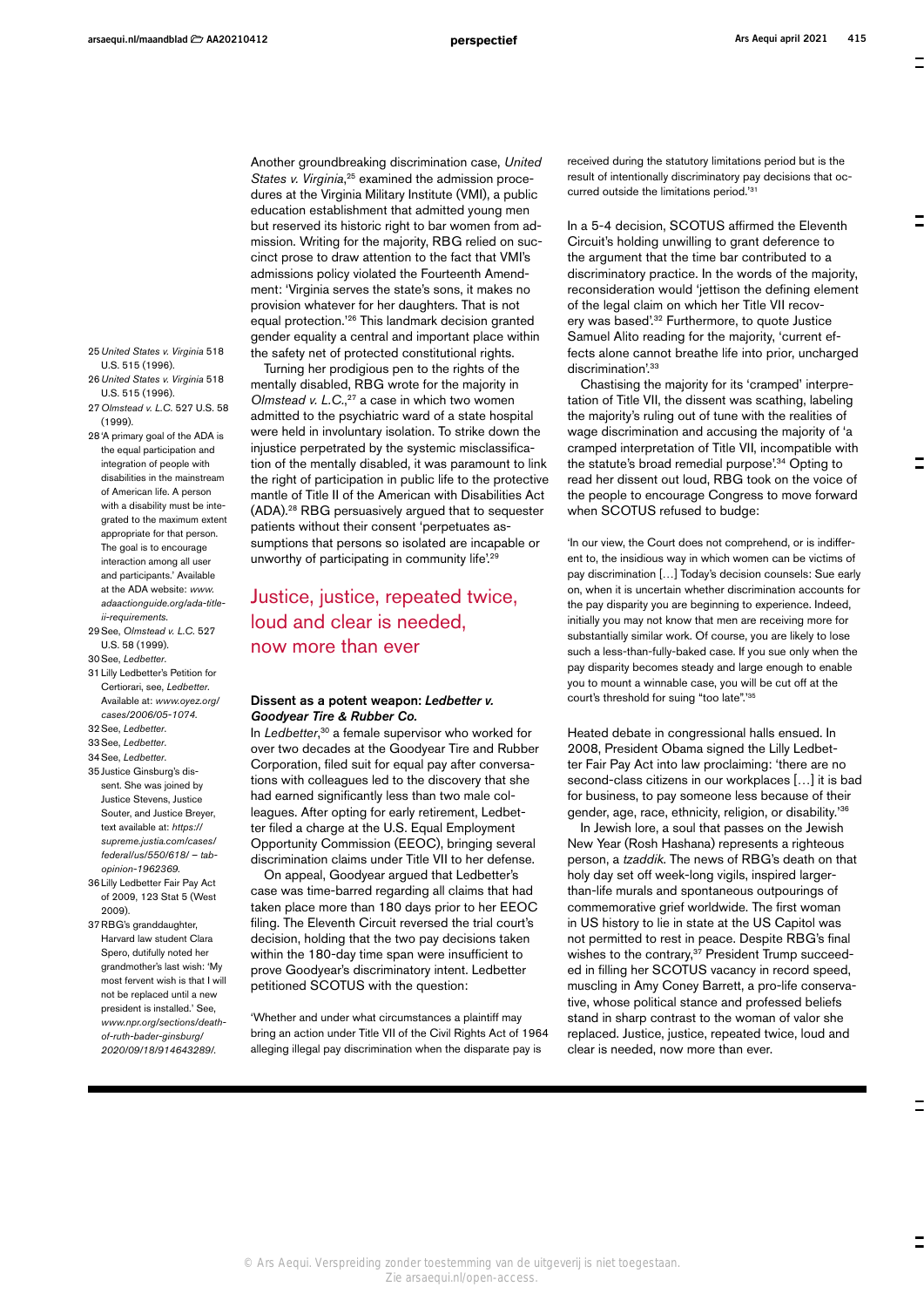Another groundbreaking discrimination case, *United States v. Virginia*,[25] examined the admission procedures at the Virginia Military Institute (VMI), a public education establishment that admitted young men but reserved its historic right to bar women from admission. Writing for the majority, RBG relied on succinct prose to draw attention to the fact that VMI's admissions policy violated the Fourteenth Amendment: 'Virginia serves the state's sons, it makes no provision whatever for her daughters. That is not equal protection.'[26] This landmark decision granted gender equality a central and important place within the safety net of protected constitutional rights.

Turning her prodigious pen to the rights of the mentally disabled, RBG wrote for the majority in *Olmstead v. L.C.*,[27] a case in which two women admitted to the psychiatric ward of a state hospital were held in involuntary isolation. To strike down the injustice perpetrated by the systemic misclassification of the mentally disabled, it was paramount to link the right of participation in public life to the protective mantle of Title II of the American with Disabilities Act (ADA).[28] RBG persuasively argued that to sequester patients without their consent 'perpetuates assumptions that persons so isolated are incapable or unworthy of participating in community life'.[29]

> Justice, justice, repeated twice, loud and clear is needed, now more than ever

### Dissent as a potent weapon: *Ledbetter v. Goodyear Tire & Rubber Co.*

In *Ledbetter*,[30] a female supervisor who worked for over two decades at the Goodyear Tire and Rubber Corporation, filed suit for equal pay after conversations with colleagues led to the discovery that she had earned significantly less than two male colleagues. After opting for early retirement, Ledbetter filed a charge at the U.S. Equal Employment Opportunity Commission (EEOC), bringing several discrimination claims under Title VII to her defense.

On appeal, Goodyear argued that Ledbetter's case was time-barred regarding all claims that had taken place more than 180 days prior to her EEOC filing. The Eleventh Circuit reversed the trial court's decision, holding that the two pay decisions taken within the 180-day time span were insufficient to prove Goodyear's discriminatory intent. Ledbetter petitioned SCOTUS with the question:

> 'Whether and under what circumstances a plaintiff may bring an action under Title VII of the Civil Rights Act of 1964 alleging illegal pay discrimination when the disparate pay is received during the statutory limitations period but is the result of intentionally discriminatory pay decisions that occurred outside the limitations period.'[31]

In a 5-4 decision, SCOTUS affirmed the Eleventh Circuit's holding unwilling to grant deference to the argument that the time bar contributed to a discriminatory practice. In the words of the majority, reconsideration would 'jettison the defining element of the legal claim on which her Title VII recovery was based'.[32] Furthermore, to quote Justice Samuel Alito reading for the majority, 'current effects alone cannot breathe life into prior, uncharged discrimination'.[33]

Chastising the majority for its 'cramped' interpretation of Title VII, the dissent was scathing, labeling the majority's ruling out of tune with the realities of wage discrimination and accusing the majority of 'a cramped interpretation of Title VII, incompatible with the statute's broad remedial purpose'.[34] Opting to read her dissent out loud, RBG took on the voice of the people to encourage Congress to move forward when SCOTUS refused to budge:

> 'In our view, the Court does not comprehend, or is indifferent to, the insidious way in which women can be victims of pay discrimination […] Today's decision counsels: Sue early on, when it is uncertain whether discrimination accounts for the pay disparity you are beginning to experience. Indeed, initially you may not know that men are receiving more for substantially similar work. Of course, you are likely to lose such a less-than-fully-baked case. If you sue only when the pay disparity becomes steady and large enough to enable you to mount a winnable case, you will be cut off at the court's threshold for suing "too late".'[35]

Heated debate in congressional halls ensued. In 2008, President Obama signed the Lilly Ledbetter Fair Pay Act into law proclaiming: 'there are no second-class citizens in our workplaces […] it is bad for business, to pay someone less because of their gender, age, race, ethnicity, religion, or disability.'[36]

In Jewish lore, a soul that passes on the Jewish New Year (Rosh Hashana) represents a righteous person, a *tzaddik*. The news of RBG's death on that holy day set off week-long vigils, inspired larger-than-life murals and spontaneous outpourings of commemorative grief worldwide. The first woman in US history to lie in state at the US Capitol was not permitted to rest in peace. Despite RBG's final wishes to the contrary,[37] President Trump succeeded in filling her SCOTUS vacancy in record speed, muscling in Amy Coney Barrett, a pro-life conservative, whose political stance and professed beliefs stand in sharp contrast to the woman of valor she replaced. Justice, justice, repeated twice, loud and clear is needed, now more than ever.

---

25 *United States v. Virginia* 518 U.S. 515 (1996).

26 *United States v. Virginia* 518 U.S. 515 (1996).

27 *Olmstead v. L.C.* 527 U.S. 58 (1999).

28 'A primary goal of the ADA is the equal participation and integration of people with disabilities in the mainstream of American life. A person with a disability must be integrated to the maximum extent appropriate for that person. The goal is to encourage interaction among all user and participants.' Available at the ADA website: *www.adaactionguide.org/ada-title-ii-requirements*.

29 See, *Olmstead v. L.C.* 527 U.S. 58 (1999).

30 See, *Ledbetter*.

31 Lilly Ledbetter's Petition for Certiorari, see, *Ledbetter*. Available at: *www.oyez.org/cases/2006/05-1074*.

32 See, *Ledbetter*.

33 See, *Ledbetter*.

34 See, *Ledbetter*.

35 Justice Ginsburg's dissent. She was joined by Justice Stevens, Justice Souter, and Justice Breyer, text available at: *https://supreme.justia.com/cases/federal/us/550/618/ – tab-opinion-1962369*.

36 Lilly Ledbetter Fair Pay Act of 2009, 123 Stat 5 (West 2009).

37 RBG's granddaughter, Harvard law student Clara Spero, dutifully noted her grandmother's last wish: 'My most fervent wish is that I will not be replaced until a new president is installed.' See, *www.npr.org/sections/death-of-ruth-bader-ginsburg/2020/09/18/914643289/*.